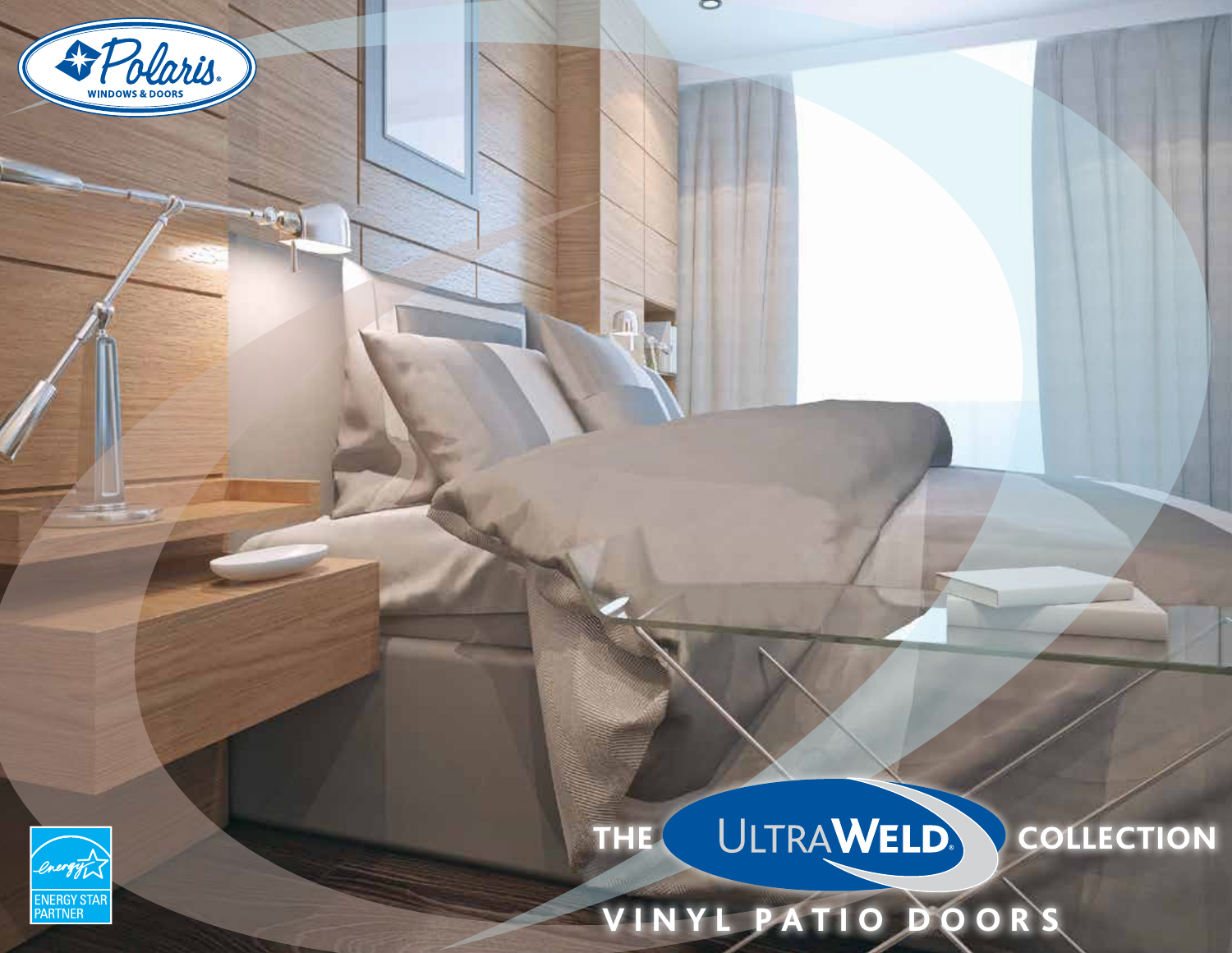Polaris® WINDOWS & DOORS

# THE ULTRAWELD® COLLECTION

## VINYL PATIO DOORS

ENERGY STAR PARTNER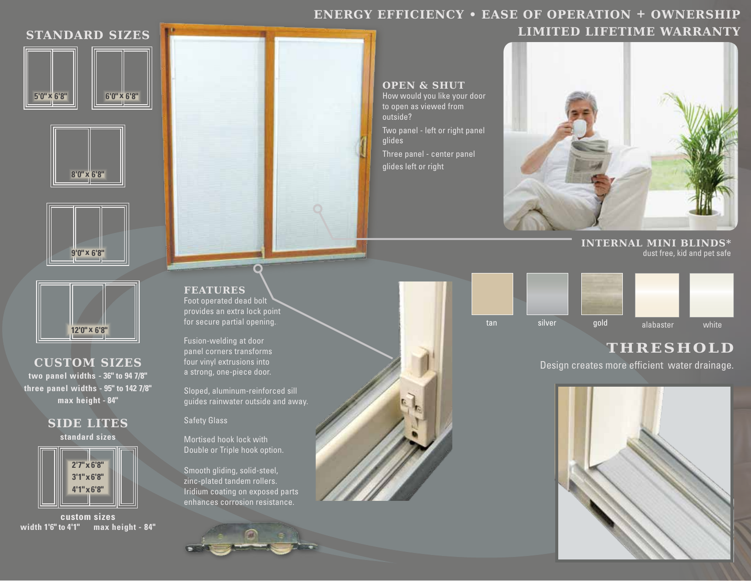# ENERGY EFFICIENCY • EASE OF OPERATION + OWNERSHIP LIMITED LIFETIME WARRANTY

## STANDARD SIZES

5'0" x 6'8"

6'0" x 6'8"

8'0" x 6'8"

9'0" x 6'8"

12'0" x 6'8"

## CUSTOM SIZES

**two panel widths - 36" to 94 7/8"**
**three panel widths - 95" to 142 7/8"**
**max height - 84"**

## SIDE LITES

**standard sizes**

2'7" x 6'8"
3'1" x 6'8"
4'1" x 6'8"

**custom sizes**
**width 1'6" to 4'1" max height - 84"**

## OPEN & SHUT

How would you like your door to open as viewed from outside?

Two panel - left or right panel glides

Three panel - center panel glides left or right

## FEATURES

Foot operated dead bolt provides an extra lock point for secure partial opening.

Fusion-welding at door panel corners transforms four vinyl extrusions into a strong, one-piece door.

Sloped, aluminum-reinforced sill guides rainwater outside and away.

Safety Glass

Mortised hook lock with Double or Triple hook option.

Smooth gliding, solid-steel, zinc-plated tandem rollers. Iridium coating on exposed parts enhances corrosion resistance.

## INTERNAL MINI BLINDS*

dust free, kid and pet safe

tan silver gold alabaster white

## THRESHOLD

Design creates more efficient water drainage.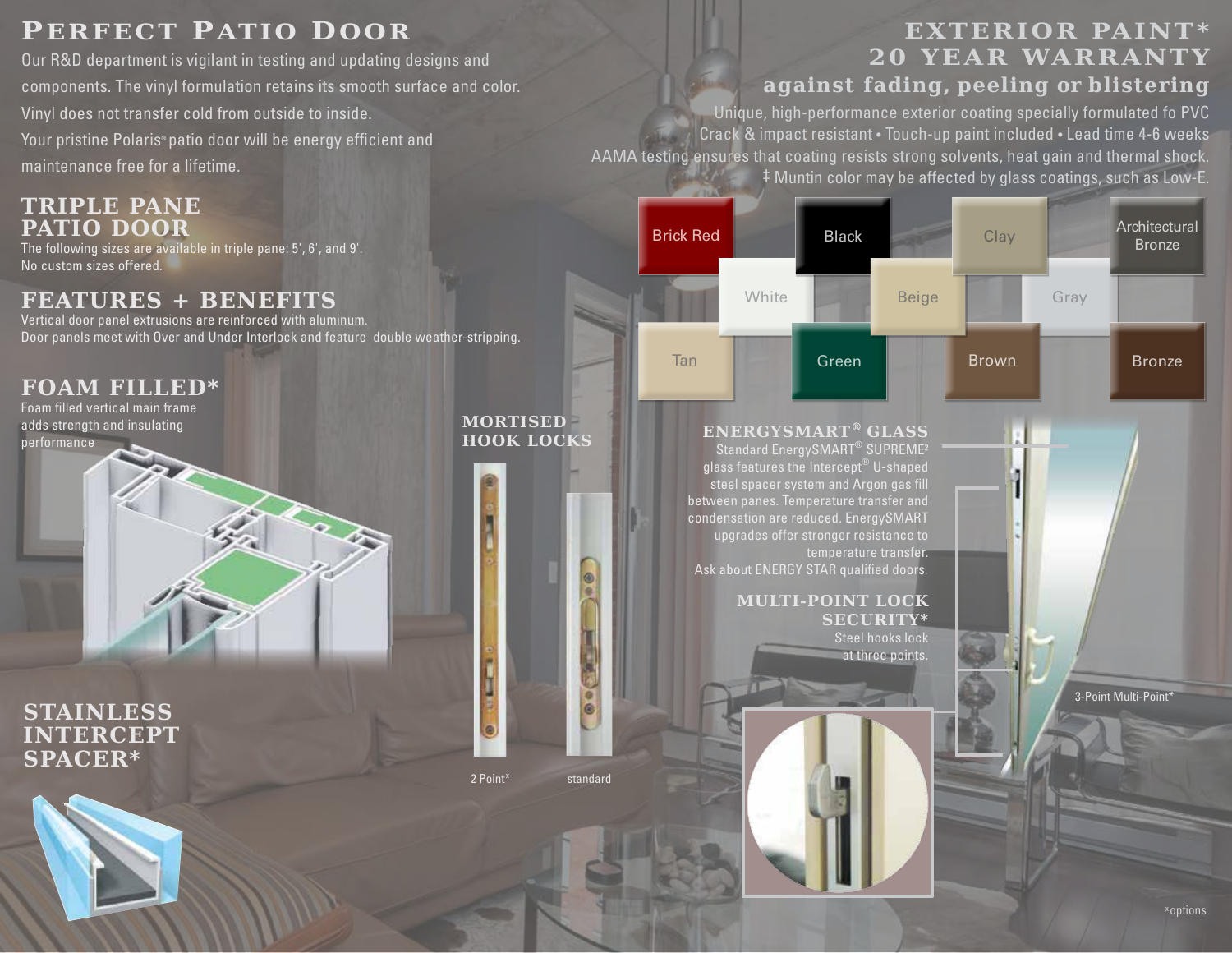# Perfect Patio Door

Our R&D department is vigilant in testing and updating designs and components. The vinyl formulation retains its smooth surface and color. Vinyl does not transfer cold from outside to inside. Your pristine Polaris® patio door will be energy efficient and maintenance free for a lifetime.

## Triple Pane Patio Door

The following sizes are available in triple pane: 5', 6', and 9'.
No custom sizes offered.

## Features + Benefits

Vertical door panel extrusions are reinforced with aluminum.
Door panels meet with Over and Under Interlock and feature double weather-stripping.

## Foam Filled*

Foam filled vertical main frame adds strength and insulating performance

## Stainless Intercept Spacer*

## Mortised Hook Locks

2 Point*

standard

## Exterior Paint* 20 Year Warranty against fading, peeling or blistering

Unique, high-performance exterior coating specially formulated fo PVC
Crack & impact resistant • Touch-up paint included • Lead time 4-6 weeks
AAMA testing ensures that coating resists strong solvents, heat gain and thermal shock.
‡ Muntin color may be affected by glass coatings, such as Low-E.

Brick Red, White, Black, Beige, Clay, Gray, Architectural Bronze, Tan, Green, Brown, Bronze

## EnergySMART® Glass

Standard EnergySMART® SUPREME² glass features the Intercept® U-shaped steel spacer system and Argon gas fill between panes. Temperature transfer and condensation are reduced. EnergySMART upgrades offer stronger resistance to temperature transfer.
Ask about ENERGY STAR qualified doors

## Multi-Point Lock Security*

Steel hooks lock at three points.

3-Point Multi-Point*

*options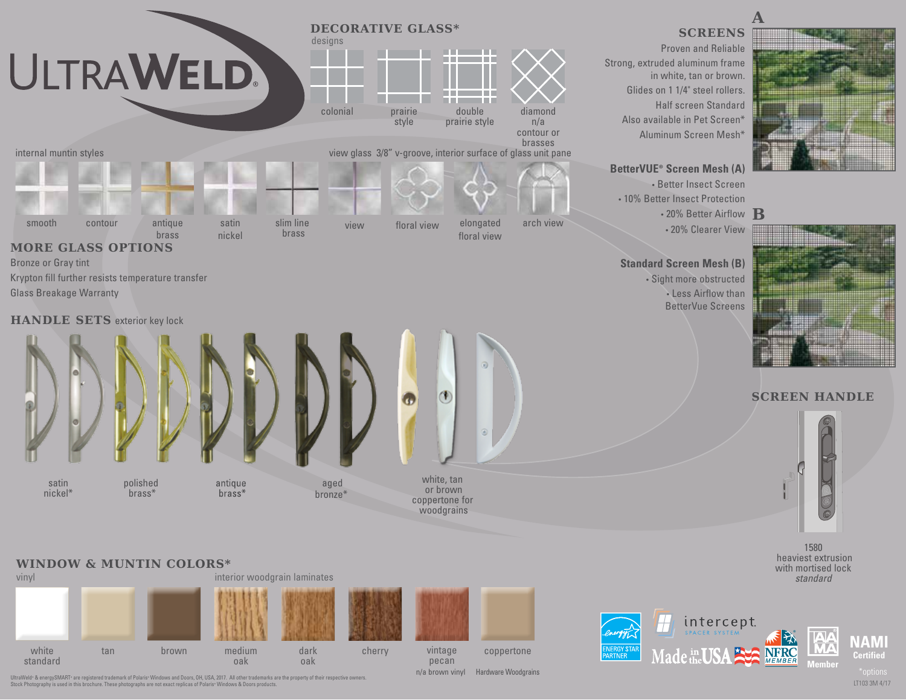# ULTRAWELD®

## DECORATIVE GLASS*

designs

colonial

prairie style

double prairie style

diamond
n/a
contour or brasses

internal muntin styles

smooth

contour

antique brass

satin nickel

slim line brass

view glass 3/8" v-groove, interior surface of glass unit pane

view

floral view

elongated floral view

arch view

## MORE GLASS OPTIONS

Bronze or Gray tint

Krypton fill further resists temperature transfer

Glass Breakage Warranty

## HANDLE SETS exterior key lock

satin nickel*

polished brass*

antique brass*

aged bronze*

white, tan or brown coppertone for woodgrains

## SCREENS

Proven and Reliable

Strong, extruded aluminum frame in white, tan or brown.

Glides on 1 1/4" steel rollers.

Half screen Standard

Also available in Pet Screen*

Aluminum Screen Mesh*

**BetterVUE® Screen Mesh (A)**

- Better Insect Screen
- 10% Better Insect Protection
- 20% Better Airflow
- 20% Clearer View

**Standard Screen Mesh (B)**

- Sight more obstructed
- Less Airflow than BetterVue Screens

A

B

## SCREEN HANDLE

1580
heaviest extrusion with mortised lock
*standard*

## WINDOW & MUNTIN COLORS*

vinyl

white standard

tan

brown

interior woodgrain laminates

medium oak

dark oak

cherry

vintage pecan
n/a brown vinyl

coppertone
Hardware Woodgrains

ENERGY STAR PARTNER

intercept SPACER SYSTEM

Made in the USA

NFRC MEMBER

AAMA Member

NAMI Certified

*options

UltraWeld® & energySMART® are registered trademark of Polaris® Windows and Doors, OH, USA, 2017. All other trademarks are the property of their respective owners.
Stock Photography is used in this brochure. These photographs are not exact replicas of Polaris® Windows & Doors products.

LT103 3M 4/17